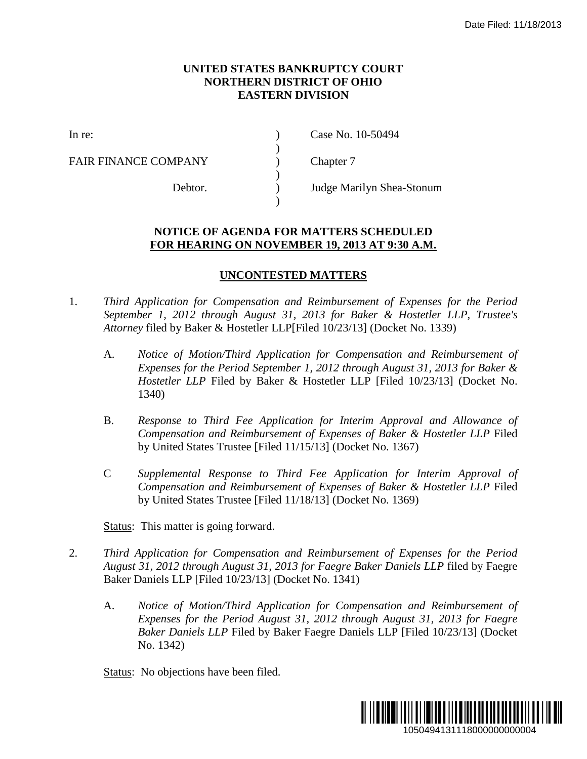Date Filed: 11/18/2013

**UNITED STATES BANKRUPTCY COURT**
**NORTHERN DISTRICT OF OHIO**
**EASTERN DIVISION**

| | | |
|---|---|---|
| In re: | ) | Case No. 10-50494 |
| | ) | |
| FAIR FINANCE COMPANY | ) | Chapter 7 |
| | ) | |
| Debtor. | ) | Judge Marilyn Shea-Stonum |
| | ) | |

**NOTICE OF AGENDA FOR MATTERS SCHEDULED**
**FOR HEARING ON NOVEMBER 19, 2013 AT 9:30 A.M.**

**UNCONTESTED MATTERS**

1. *Third Application for Compensation and Reimbursement of Expenses for the Period September 1, 2012 through August 31, 2013 for Baker & Hostetler LLP, Trustee's Attorney* filed by Baker & Hostetler LLP[Filed 10/23/13] (Docket No. 1339)

   A. *Notice of Motion/Third Application for Compensation and Reimbursement of Expenses for the Period September 1, 2012 through August 31, 2013 for Baker & Hostetler LLP* Filed by Baker & Hostetler LLP [Filed 10/23/13] (Docket No. 1340)

   B. *Response to Third Fee Application for Interim Approval and Allowance of Compensation and Reimbursement of Expenses of Baker & Hostetler LLP* Filed by United States Trustee [Filed 11/15/13] (Docket No. 1367)

   C *Supplemental Response to Third Fee Application for Interim Approval of Compensation and Reimbursement of Expenses of Baker & Hostetler LLP* Filed by United States Trustee [Filed 11/18/13] (Docket No. 1369)

   Status: This matter is going forward.

2. *Third Application for Compensation and Reimbursement of Expenses for the Period August 31, 2012 through August 31, 2013 for Faegre Baker Daniels LLP* filed by Faegre Baker Daniels LLP [Filed 10/23/13] (Docket No. 1341)

   A. *Notice of Motion/Third Application for Compensation and Reimbursement of Expenses for the Period August 31, 2012 through August 31, 2013 for Faegre Baker Daniels LLP* Filed by Baker Faegre Daniels LLP [Filed 10/23/13] (Docket No. 1342)

   Status: No objections have been filed.

1050494131118000000000004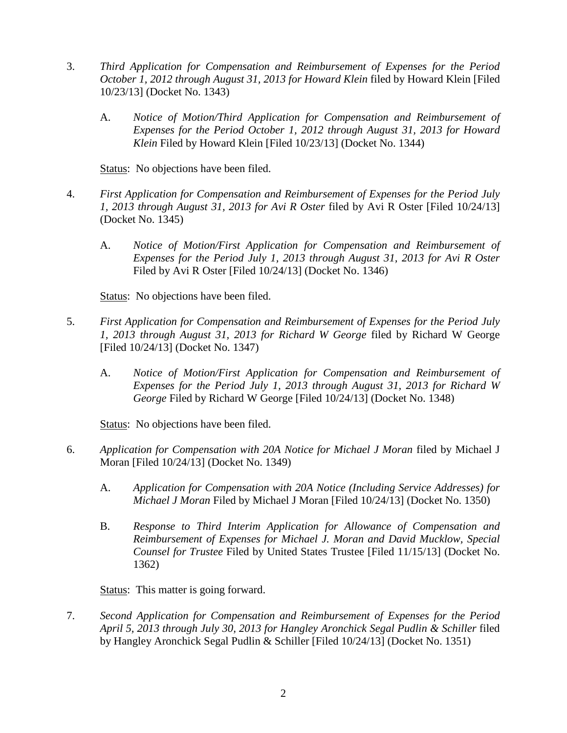3. *Third Application for Compensation and Reimbursement of Expenses for the Period October 1, 2012 through August 31, 2013 for Howard Klein* filed by Howard Klein [Filed 10/23/13] (Docket No. 1343)

   A. *Notice of Motion/Third Application for Compensation and Reimbursement of Expenses for the Period October 1, 2012 through August 31, 2013 for Howard Klein* Filed by Howard Klein [Filed 10/23/13] (Docket No. 1344)

   Status: No objections have been filed.

4. *First Application for Compensation and Reimbursement of Expenses for the Period July 1, 2013 through August 31, 2013 for Avi R Oster* filed by Avi R Oster [Filed 10/24/13] (Docket No. 1345)

   A. *Notice of Motion/First Application for Compensation and Reimbursement of Expenses for the Period July 1, 2013 through August 31, 2013 for Avi R Oster* Filed by Avi R Oster [Filed 10/24/13] (Docket No. 1346)

   Status: No objections have been filed.

5. *First Application for Compensation and Reimbursement of Expenses for the Period July 1, 2013 through August 31, 2013 for Richard W George* filed by Richard W George [Filed 10/24/13] (Docket No. 1347)

   A. *Notice of Motion/First Application for Compensation and Reimbursement of Expenses for the Period July 1, 2013 through August 31, 2013 for Richard W George* Filed by Richard W George [Filed 10/24/13] (Docket No. 1348)

   Status: No objections have been filed.

6. *Application for Compensation with 20A Notice for Michael J Moran* filed by Michael J Moran [Filed 10/24/13] (Docket No. 1349)

   A. *Application for Compensation with 20A Notice (Including Service Addresses) for Michael J Moran* Filed by Michael J Moran [Filed 10/24/13] (Docket No. 1350)

   B. *Response to Third Interim Application for Allowance of Compensation and Reimbursement of Expenses for Michael J. Moran and David Mucklow, Special Counsel for Trustee* Filed by United States Trustee [Filed 11/15/13] (Docket No. 1362)

   Status: This matter is going forward.

7. *Second Application for Compensation and Reimbursement of Expenses for the Period April 5, 2013 through July 30, 2013 for Hangley Aronchick Segal Pudlin & Schiller* filed by Hangley Aronchick Segal Pudlin & Schiller [Filed 10/24/13] (Docket No. 1351)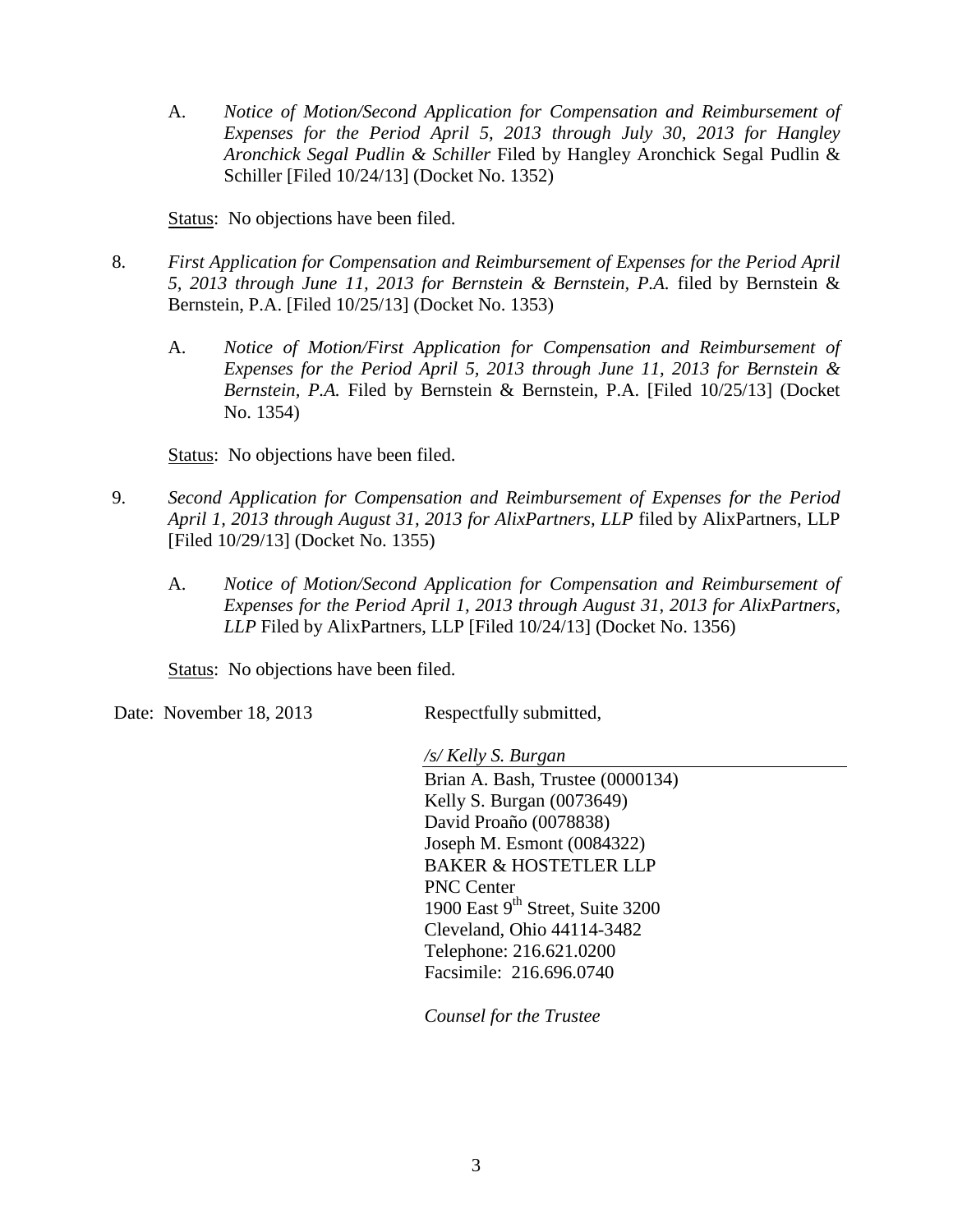A. *Notice of Motion/Second Application for Compensation and Reimbursement of Expenses for the Period April 5, 2013 through July 30, 2013 for Hangley Aronchick Segal Pudlin & Schiller* Filed by Hangley Aronchick Segal Pudlin & Schiller [Filed 10/24/13] (Docket No. 1352)

Status: No objections have been filed.

8. *First Application for Compensation and Reimbursement of Expenses for the Period April 5, 2013 through June 11, 2013 for Bernstein & Bernstein, P.A.* filed by Bernstein & Bernstein, P.A. [Filed 10/25/13] (Docket No. 1353)

   A. *Notice of Motion/First Application for Compensation and Reimbursement of Expenses for the Period April 5, 2013 through June 11, 2013 for Bernstein & Bernstein, P.A.* Filed by Bernstein & Bernstein, P.A. [Filed 10/25/13] (Docket No. 1354)

   Status: No objections have been filed.

9. *Second Application for Compensation and Reimbursement of Expenses for the Period April 1, 2013 through August 31, 2013 for AlixPartners, LLP* filed by AlixPartners, LLP [Filed 10/29/13] (Docket No. 1355)

   A. *Notice of Motion/Second Application for Compensation and Reimbursement of Expenses for the Period April 1, 2013 through August 31, 2013 for AlixPartners, LLP* Filed by AlixPartners, LLP [Filed 10/24/13] (Docket No. 1356)

   Status: No objections have been filed.

Date: November 18, 2013

Respectfully submitted,

*/s/ Kelly S. Burgan*

Brian A. Bash, Trustee (0000134)
Kelly S. Burgan (0073649)
David Proaño (0078838)
Joseph M. Esmont (0084322)
BAKER & HOSTETLER LLP
PNC Center
1900 East 9th Street, Suite 3200
Cleveland, Ohio 44114-3482
Telephone: 216.621.0200
Facsimile: 216.696.0740

*Counsel for the Trustee*